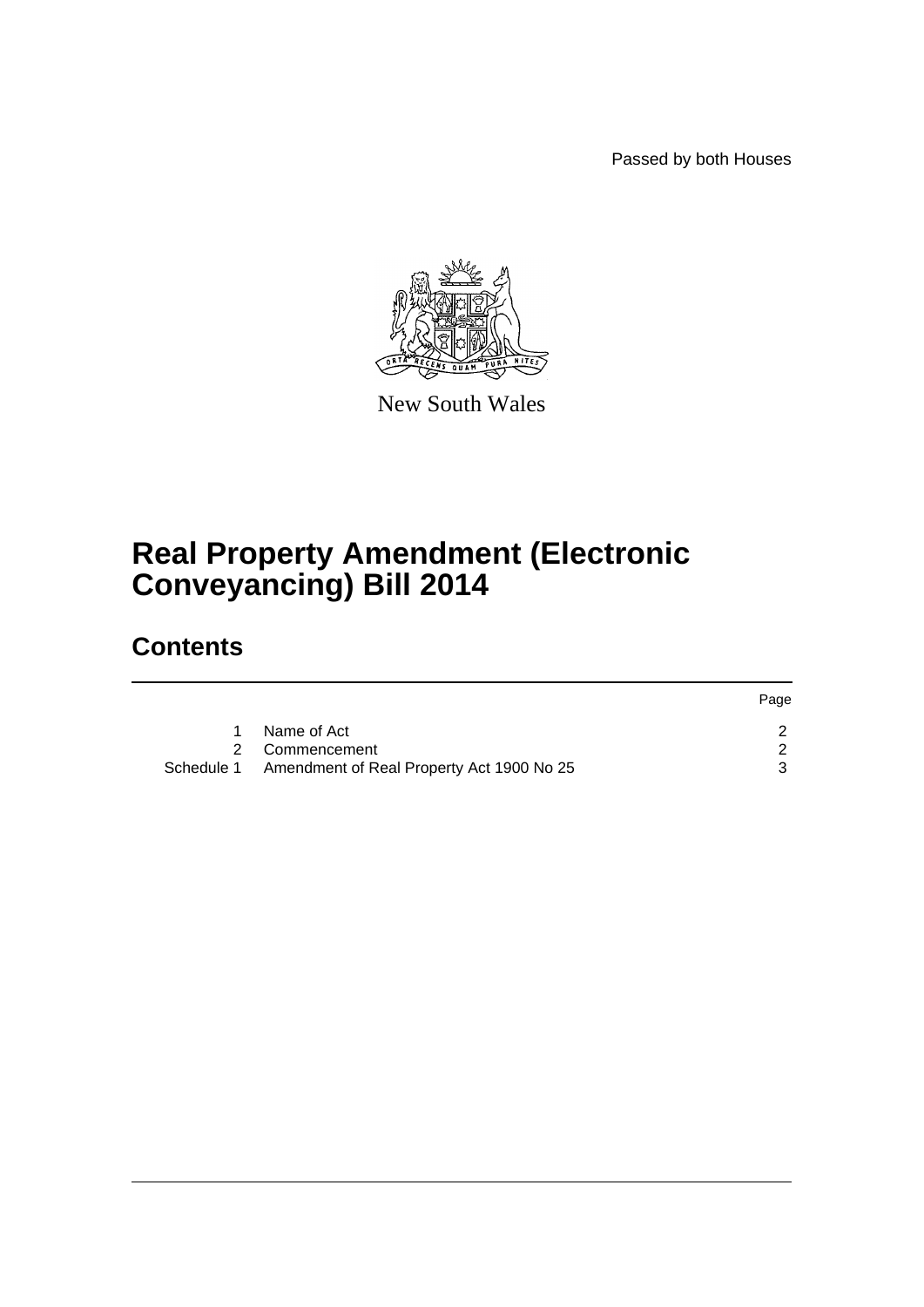Passed by both Houses

New South Wales

# Real Property Amendment (Electronic Conveyancing) Bill 2014

## Contents

| | | Page |
|---|---|---|
| 1 | Name of Act | 2 |
| 2 | Commencement | 2 |
| Schedule 1 | Amendment of Real Property Act 1900 No 25 | 3 |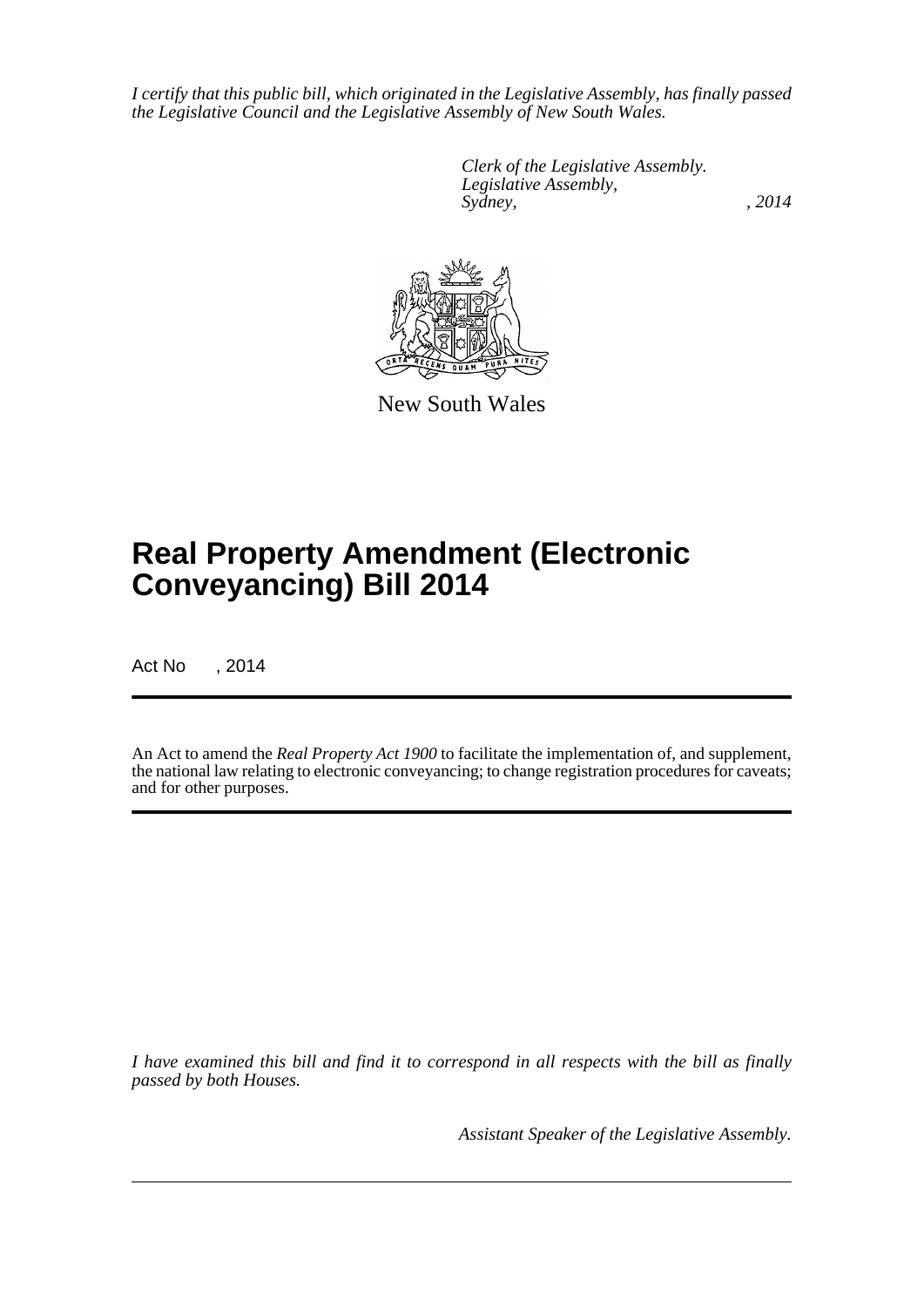*I certify that this public bill, which originated in the Legislative Assembly, has finally passed the Legislative Council and the Legislative Assembly of New South Wales.*

*Clerk of the Legislative Assembly.*
*Legislative Assembly,*
*Sydney, , 2014*

New South Wales

# Real Property Amendment (Electronic Conveyancing) Bill 2014

Act No , 2014

An Act to amend the *Real Property Act 1900* to facilitate the implementation of, and supplement, the national law relating to electronic conveyancing; to change registration procedures for caveats; and for other purposes.

*I have examined this bill and find it to correspond in all respects with the bill as finally passed by both Houses.*

*Assistant Speaker of the Legislative Assembly.*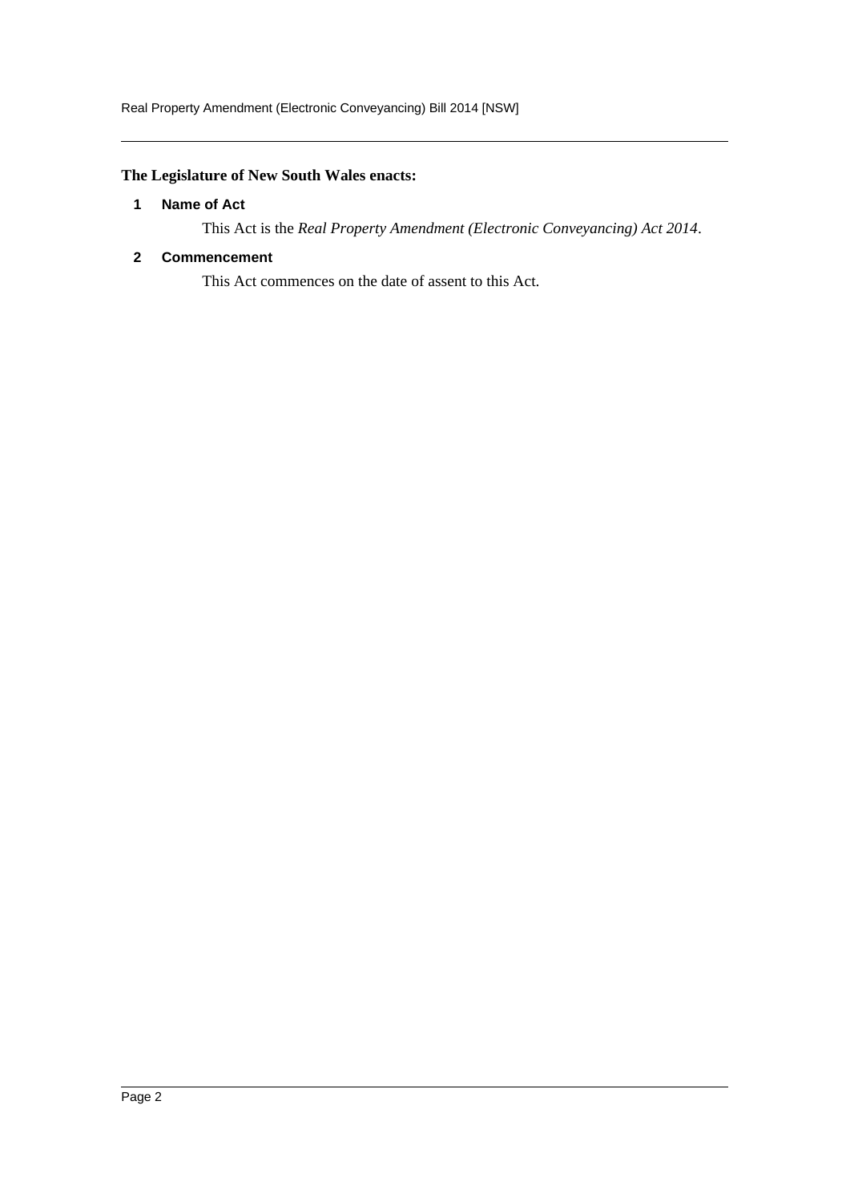**The Legislature of New South Wales enacts:**

## 1 Name of Act

This Act is the *Real Property Amendment (Electronic Conveyancing) Act 2014*.

## 2 Commencement

This Act commences on the date of assent to this Act.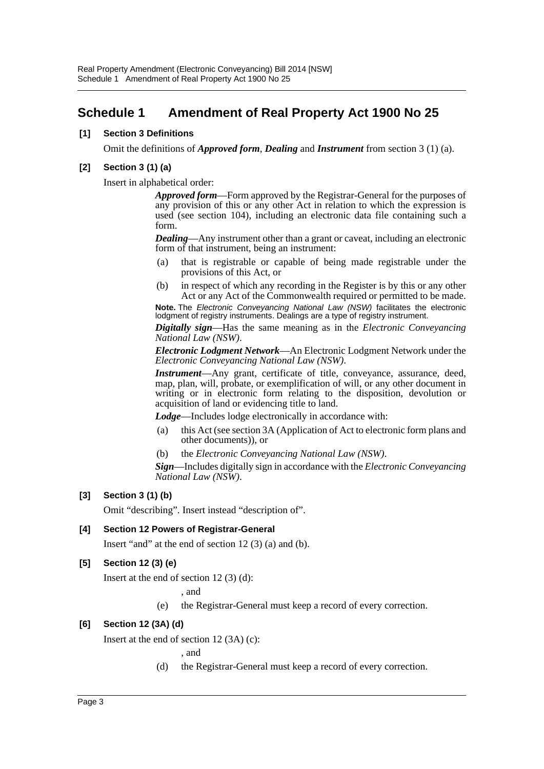# Schedule 1 Amendment of Real Property Act 1900 No 25

**[1] Section 3 Definitions**

Omit the definitions of ***Approved form***, ***Dealing*** and ***Instrument*** from section 3 (1) (a).

**[2] Section 3 (1) (a)**

Insert in alphabetical order:

> ***Approved form***—Form approved by the Registrar-General for the purposes of any provision of this or any other Act in relation to which the expression is used (see section 104), including an electronic data file containing such a form.
>
> ***Dealing***—Any instrument other than a grant or caveat, including an electronic form of that instrument, being an instrument:
>
> (a) that is registrable or capable of being made registrable under the provisions of this Act, or
>
> (b) in respect of which any recording in the Register is by this or any other Act or any Act of the Commonwealth required or permitted to be made.
>
> **Note.** The *Electronic Conveyancing National Law (NSW)* facilitates the electronic lodgment of registry instruments. Dealings are a type of registry instrument.
>
> ***Digitally sign***—Has the same meaning as in the *Electronic Conveyancing National Law (NSW)*.
>
> ***Electronic Lodgment Network***—An Electronic Lodgment Network under the *Electronic Conveyancing National Law (NSW)*.
>
> ***Instrument***—Any grant, certificate of title, conveyance, assurance, deed, map, plan, will, probate, or exemplification of will, or any other document in writing or in electronic form relating to the disposition, devolution or acquisition of land or evidencing title to land.
>
> ***Lodge***—Includes lodge electronically in accordance with:
>
> (a) this Act (see section 3A (Application of Act to electronic form plans and other documents)), or
>
> (b) the *Electronic Conveyancing National Law (NSW)*.
>
> ***Sign***—Includes digitally sign in accordance with the *Electronic Conveyancing National Law (NSW)*.

**[3] Section 3 (1) (b)**

Omit "describing". Insert instead "description of".

**[4] Section 12 Powers of Registrar-General**

Insert "and" at the end of section 12 (3) (a) and (b).

**[5] Section 12 (3) (e)**

Insert at the end of section 12 (3) (d):

> , and
>
> (e) the Registrar-General must keep a record of every correction.

**[6] Section 12 (3A) (d)**

Insert at the end of section 12 (3A) (c):

> , and
>
> (d) the Registrar-General must keep a record of every correction.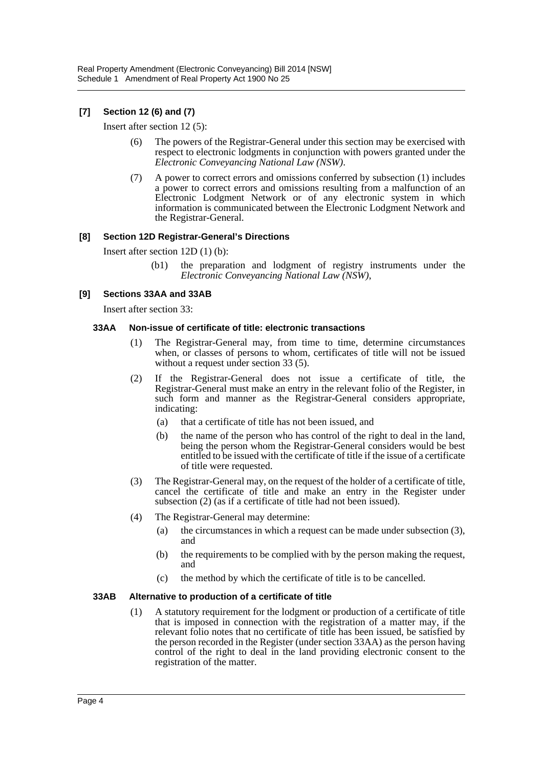### [7] Section 12 (6) and (7)

Insert after section 12 (5):

(6) The powers of the Registrar-General under this section may be exercised with respect to electronic lodgments in conjunction with powers granted under the *Electronic Conveyancing National Law (NSW)*.

(7) A power to correct errors and omissions conferred by subsection (1) includes a power to correct errors and omissions resulting from a malfunction of an Electronic Lodgment Network or of any electronic system in which information is communicated between the Electronic Lodgment Network and the Registrar-General.

### [8] Section 12D Registrar-General's Directions

Insert after section 12D (1) (b):

(b1) the preparation and lodgment of registry instruments under the *Electronic Conveyancing National Law (NSW)*,

### [9] Sections 33AA and 33AB

Insert after section 33:

#### 33AA Non-issue of certificate of title: electronic transactions

(1) The Registrar-General may, from time to time, determine circumstances when, or classes of persons to whom, certificates of title will not be issued without a request under section 33 (5).

(2) If the Registrar-General does not issue a certificate of title, the Registrar-General must make an entry in the relevant folio of the Register, in such form and manner as the Registrar-General considers appropriate, indicating:

- (a) that a certificate of title has not been issued, and
- (b) the name of the person who has control of the right to deal in the land, being the person whom the Registrar-General considers would be best entitled to be issued with the certificate of title if the issue of a certificate of title were requested.

(3) The Registrar-General may, on the request of the holder of a certificate of title, cancel the certificate of title and make an entry in the Register under subsection (2) (as if a certificate of title had not been issued).

(4) The Registrar-General may determine:

- (a) the circumstances in which a request can be made under subsection (3), and
- (b) the requirements to be complied with by the person making the request, and
- (c) the method by which the certificate of title is to be cancelled.

#### 33AB Alternative to production of a certificate of title

(1) A statutory requirement for the lodgment or production of a certificate of title that is imposed in connection with the registration of a matter may, if the relevant folio notes that no certificate of title has been issued, be satisfied by the person recorded in the Register (under section 33AA) as the person having control of the right to deal in the land providing electronic consent to the registration of the matter.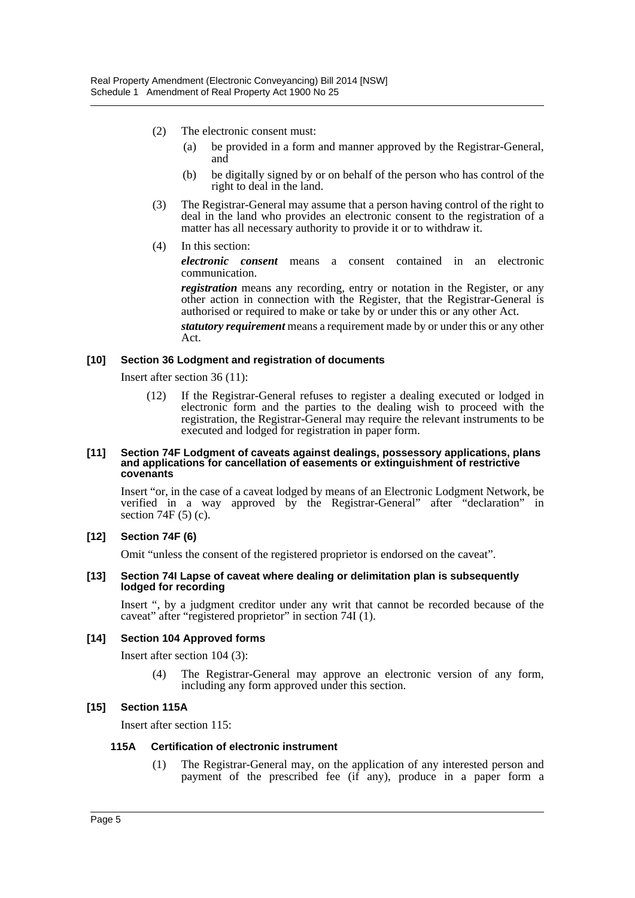(2) The electronic consent must:

(a) be provided in a form and manner approved by the Registrar-General, and

(b) be digitally signed by or on behalf of the person who has control of the right to deal in the land.

(3) The Registrar-General may assume that a person having control of the right to deal in the land who provides an electronic consent to the registration of a matter has all necessary authority to provide it or to withdraw it.

(4) In this section:

***electronic consent*** means a consent contained in an electronic communication.

***registration*** means any recording, entry or notation in the Register, or any other action in connection with the Register, that the Registrar-General is authorised or required to make or take by or under this or any other Act.

***statutory requirement*** means a requirement made by or under this or any other Act.

**[10] Section 36 Lodgment and registration of documents**

Insert after section 36 (11):

(12) If the Registrar-General refuses to register a dealing executed or lodged in electronic form and the parties to the dealing wish to proceed with the registration, the Registrar-General may require the relevant instruments to be executed and lodged for registration in paper form.

**[11] Section 74F Lodgment of caveats against dealings, possessory applications, plans and applications for cancellation of easements or extinguishment of restrictive covenants**

Insert "or, in the case of a caveat lodged by means of an Electronic Lodgment Network, be verified in a way approved by the Registrar-General" after "declaration" in section 74F (5) (c).

**[12] Section 74F (6)**

Omit "unless the consent of the registered proprietor is endorsed on the caveat".

**[13] Section 74I Lapse of caveat where dealing or delimitation plan is subsequently lodged for recording**

Insert ", by a judgment creditor under any writ that cannot be recorded because of the caveat" after "registered proprietor" in section 74I (1).

**[14] Section 104 Approved forms**

Insert after section 104 (3):

(4) The Registrar-General may approve an electronic version of any form, including any form approved under this section.

**[15] Section 115A**

Insert after section 115:

**115A Certification of electronic instrument**

(1) The Registrar-General may, on the application of any interested person and payment of the prescribed fee (if any), produce in a paper form a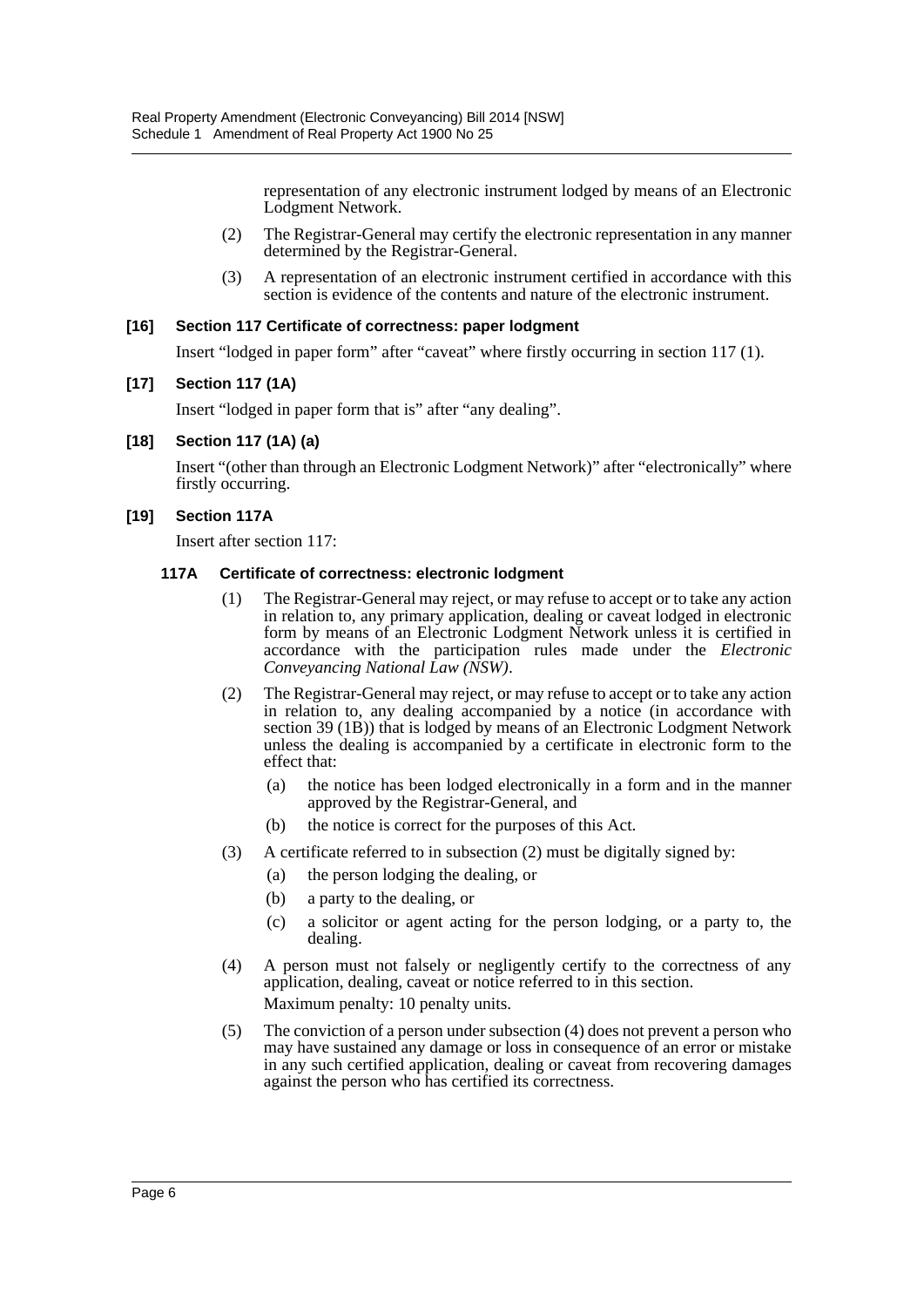representation of any electronic instrument lodged by means of an Electronic Lodgment Network.

(2) The Registrar-General may certify the electronic representation in any manner determined by the Registrar-General.

(3) A representation of an electronic instrument certified in accordance with this section is evidence of the contents and nature of the electronic instrument.

### [16] Section 117 Certificate of correctness: paper lodgment

Insert "lodged in paper form" after "caveat" where firstly occurring in section 117 (1).

### [17] Section 117 (1A)

Insert "lodged in paper form that is" after "any dealing".

### [18] Section 117 (1A) (a)

Insert "(other than through an Electronic Lodgment Network)" after "electronically" where firstly occurring.

### [19] Section 117A

Insert after section 117:

#### 117A Certificate of correctness: electronic lodgment

(1) The Registrar-General may reject, or may refuse to accept or to take any action in relation to, any primary application, dealing or caveat lodged in electronic form by means of an Electronic Lodgment Network unless it is certified in accordance with the participation rules made under the *Electronic Conveyancing National Law (NSW)*.

(2) The Registrar-General may reject, or may refuse to accept or to take any action in relation to, any dealing accompanied by a notice (in accordance with section 39 (1B)) that is lodged by means of an Electronic Lodgment Network unless the dealing is accompanied by a certificate in electronic form to the effect that:

- (a) the notice has been lodged electronically in a form and in the manner approved by the Registrar-General, and
- (b) the notice is correct for the purposes of this Act.

(3) A certificate referred to in subsection (2) must be digitally signed by:

- (a) the person lodging the dealing, or
- (b) a party to the dealing, or
- (c) a solicitor or agent acting for the person lodging, or a party to, the dealing.

(4) A person must not falsely or negligently certify to the correctness of any application, dealing, caveat or notice referred to in this section.

Maximum penalty: 10 penalty units.

(5) The conviction of a person under subsection (4) does not prevent a person who may have sustained any damage or loss in consequence of an error or mistake in any such certified application, dealing or caveat from recovering damages against the person who has certified its correctness.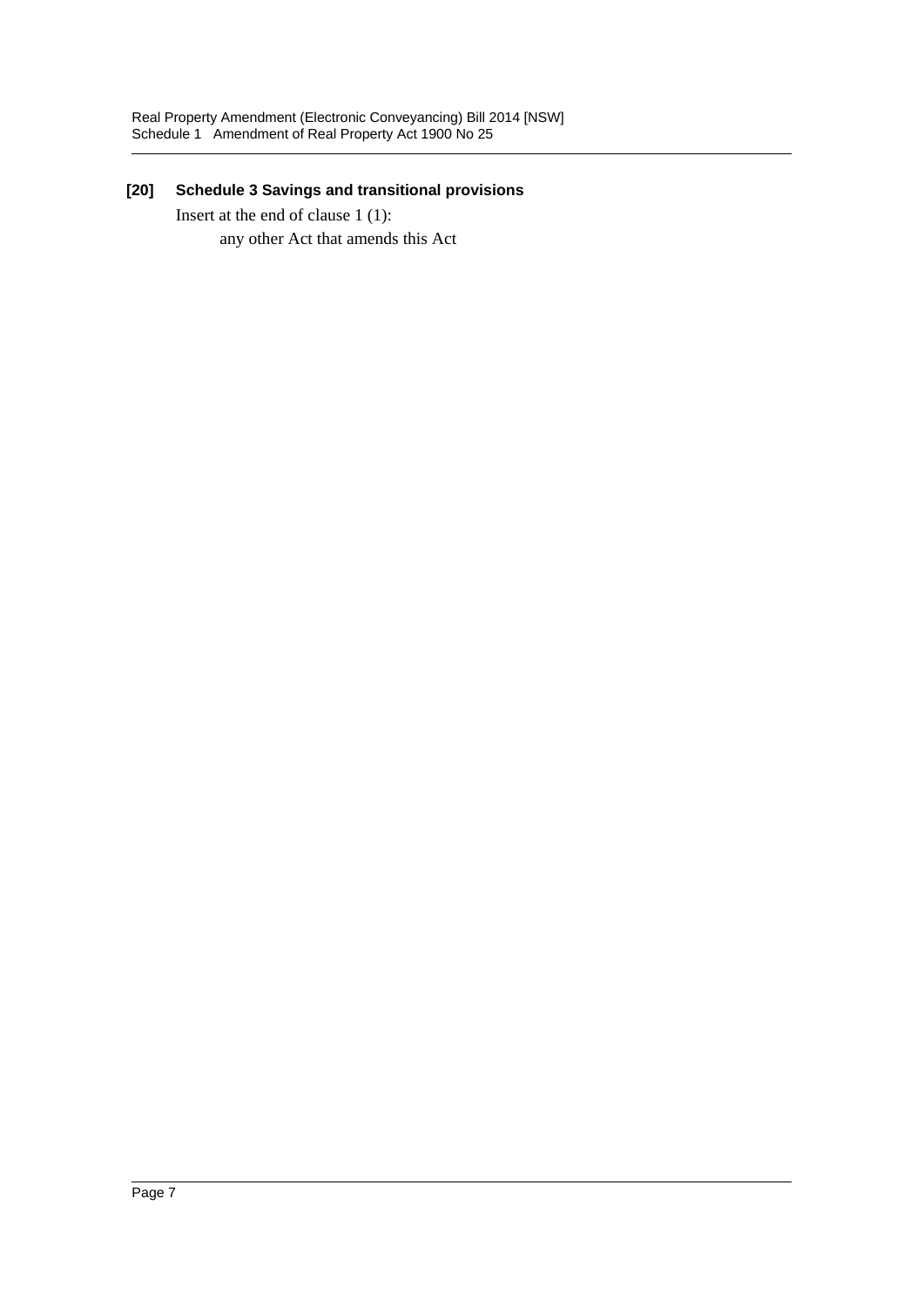**[20] Schedule 3 Savings and transitional provisions**

Insert at the end of clause 1 (1):

any other Act that amends this Act